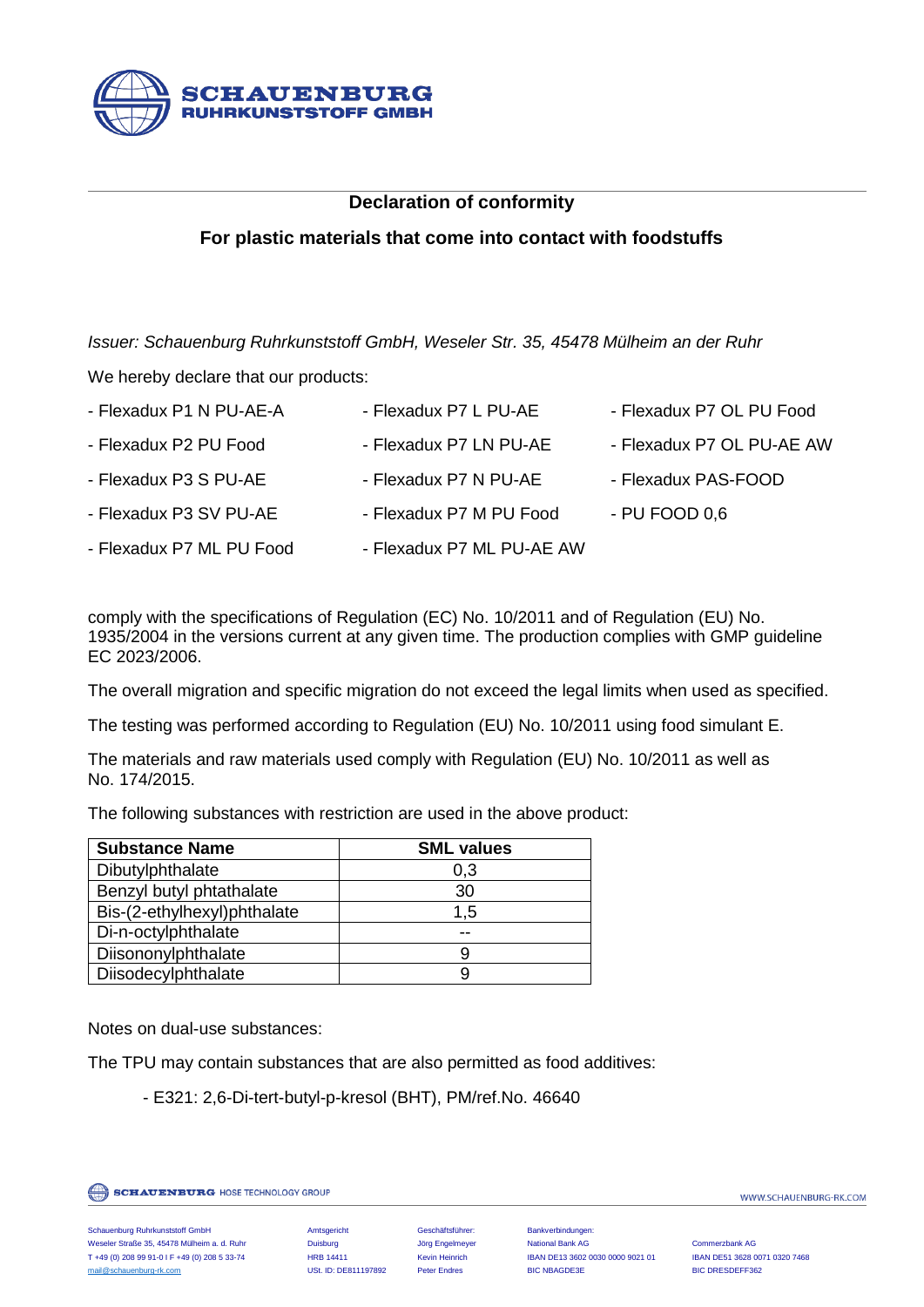**SCHAUENBURG**
**RUHRKUNSTSTOFF GMBH**

## Declaration of conformity

## For plastic materials that come into contact with foodstuffs

*Issuer: Schauenburg Ruhrkunststoff GmbH, Weseler Str. 35, 45478 Mülheim an der Ruhr*

We hereby declare that our products:

- Flexadux P1 N PU-AE-A
- Flexadux P2 PU Food
- Flexadux P3 S PU-AE
- Flexadux P3 SV PU-AE
- Flexadux P7 ML PU Food
- Flexadux P7 L PU-AE
- Flexadux P7 LN PU-AE
- Flexadux P7 N PU-AE
- Flexadux P7 M PU Food
- Flexadux P7 ML PU-AE AW
- Flexadux P7 OL PU Food
- Flexadux P7 OL PU-AE AW
- Flexadux PAS-FOOD
- PU FOOD 0,6

comply with the specifications of Regulation (EC) No. 10/2011 and of Regulation (EU) No. 1935/2004 in the versions current at any given time. The production complies with GMP guideline EC 2023/2006.

The overall migration and specific migration do not exceed the legal limits when used as specified.

The testing was performed according to Regulation (EU) No. 10/2011 using food simulant E.

The materials and raw materials used comply with Regulation (EU) No. 10/2011 as well as No. 174/2015.

The following substances with restriction are used in the above product:

| Substance Name | SML values |
|---|---|
| Dibutylphthalate | 0,3 |
| Benzyl butyl phtathalate | 30 |
| Bis-(2-ethylhexyl)phthalate | 1,5 |
| Di-n-octylphthalate | -- |
| Diisononylphthalate | 9 |
| Diisodecylphthalate | 9 |

Notes on dual-use substances:

The TPU may contain substances that are also permitted as food additives:

- E321: 2,6-Di-tert-butyl-p-kresol (BHT), PM/ref.No. 46640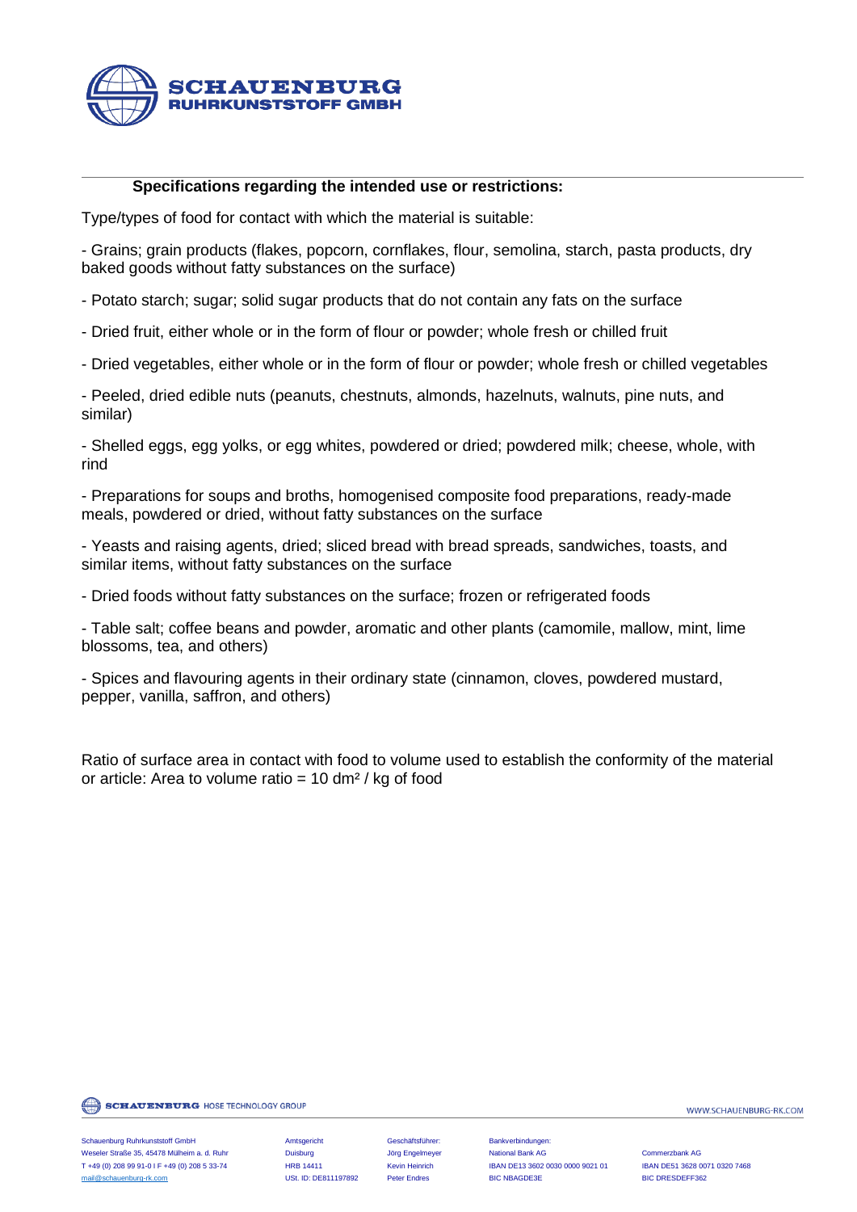### Specifications regarding the intended use or restrictions:

Type/types of food for contact with which the material is suitable:

- Grains; grain products (flakes, popcorn, cornflakes, flour, semolina, starch, pasta products, dry baked goods without fatty substances on the surface)

- Potato starch; sugar; solid sugar products that do not contain any fats on the surface

- Dried fruit, either whole or in the form of flour or powder; whole fresh or chilled fruit

- Dried vegetables, either whole or in the form of flour or powder; whole fresh or chilled vegetables

- Peeled, dried edible nuts (peanuts, chestnuts, almonds, hazelnuts, walnuts, pine nuts, and similar)

- Shelled eggs, egg yolks, or egg whites, powdered or dried; powdered milk; cheese, whole, with rind

- Preparations for soups and broths, homogenised composite food preparations, ready-made meals, powdered or dried, without fatty substances on the surface

- Yeasts and raising agents, dried; sliced bread with bread spreads, sandwiches, toasts, and similar items, without fatty substances on the surface

- Dried foods without fatty substances on the surface; frozen or refrigerated foods

- Table salt; coffee beans and powder, aromatic and other plants (camomile, mallow, mint, lime blossoms, tea, and others)

- Spices and flavouring agents in their ordinary state (cinnamon, cloves, powdered mustard, pepper, vanilla, saffron, and others)

Ratio of surface area in contact with food to volume used to establish the conformity of the material or article: Area to volume ratio = 10 $dm^2$ / kg of food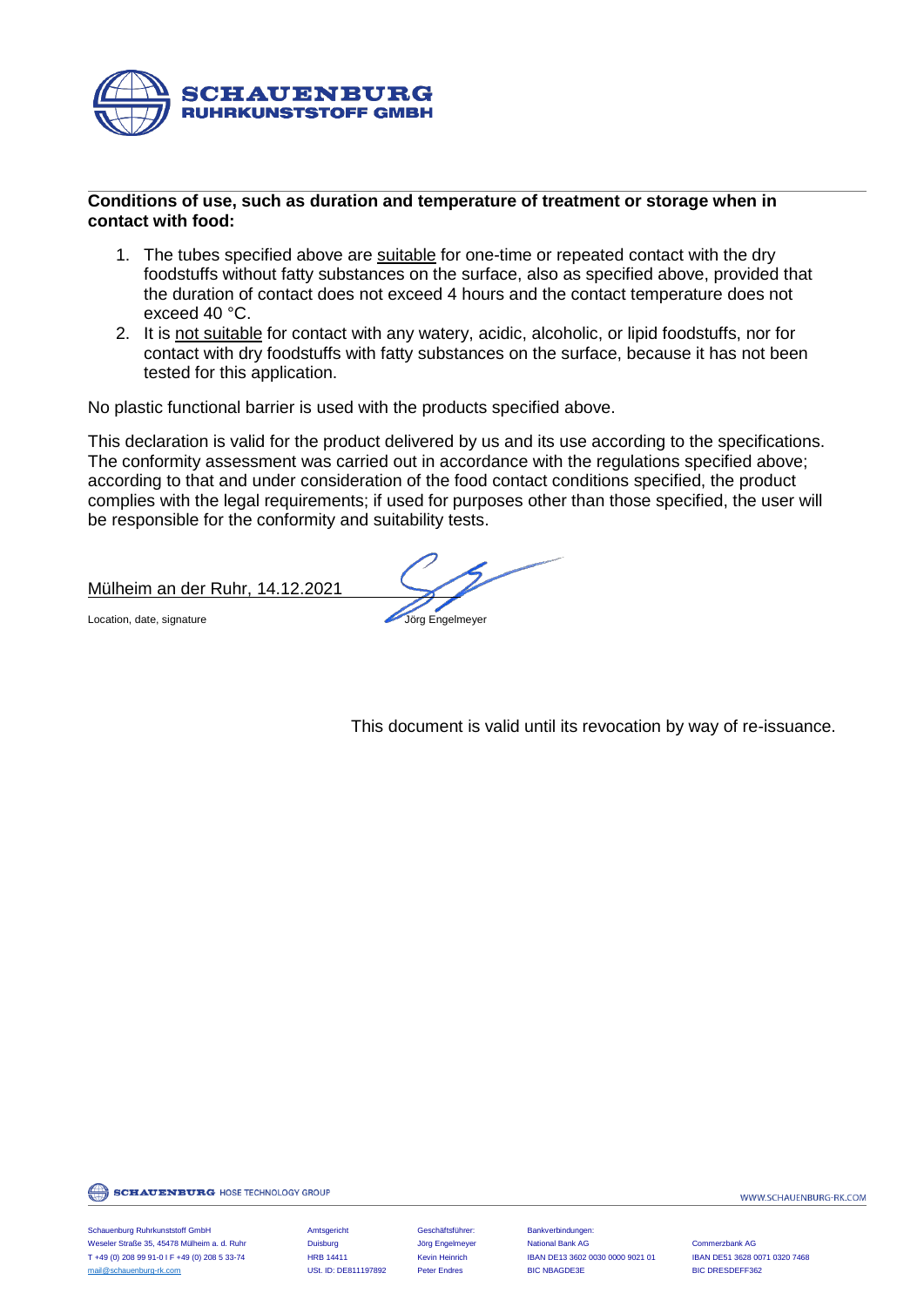**Conditions of use, such as duration and temperature of treatment or storage when in contact with food:**

1. The tubes specified above are suitable for one-time or repeated contact with the dry foodstuffs without fatty substances on the surface, also as specified above, provided that the duration of contact does not exceed 4 hours and the contact temperature does not exceed 40 °C.
2. It is not suitable for contact with any watery, acidic, alcoholic, or lipid foodstuffs, nor for contact with dry foodstuffs with fatty substances on the surface, because it has not been tested for this application.

No plastic functional barrier is used with the products specified above.

This declaration is valid for the product delivered by us and its use according to the specifications. The conformity assessment was carried out in accordance with the regulations specified above; according to that and under consideration of the food contact conditions specified, the product complies with the legal requirements; if used for purposes other than those specified, the user will be responsible for the conformity and suitability tests.

Mülheim an der Ruhr, 14.12.2021

Location, date, signature — Jörg Engelmeyer

This document is valid until its revocation by way of re-issuance.